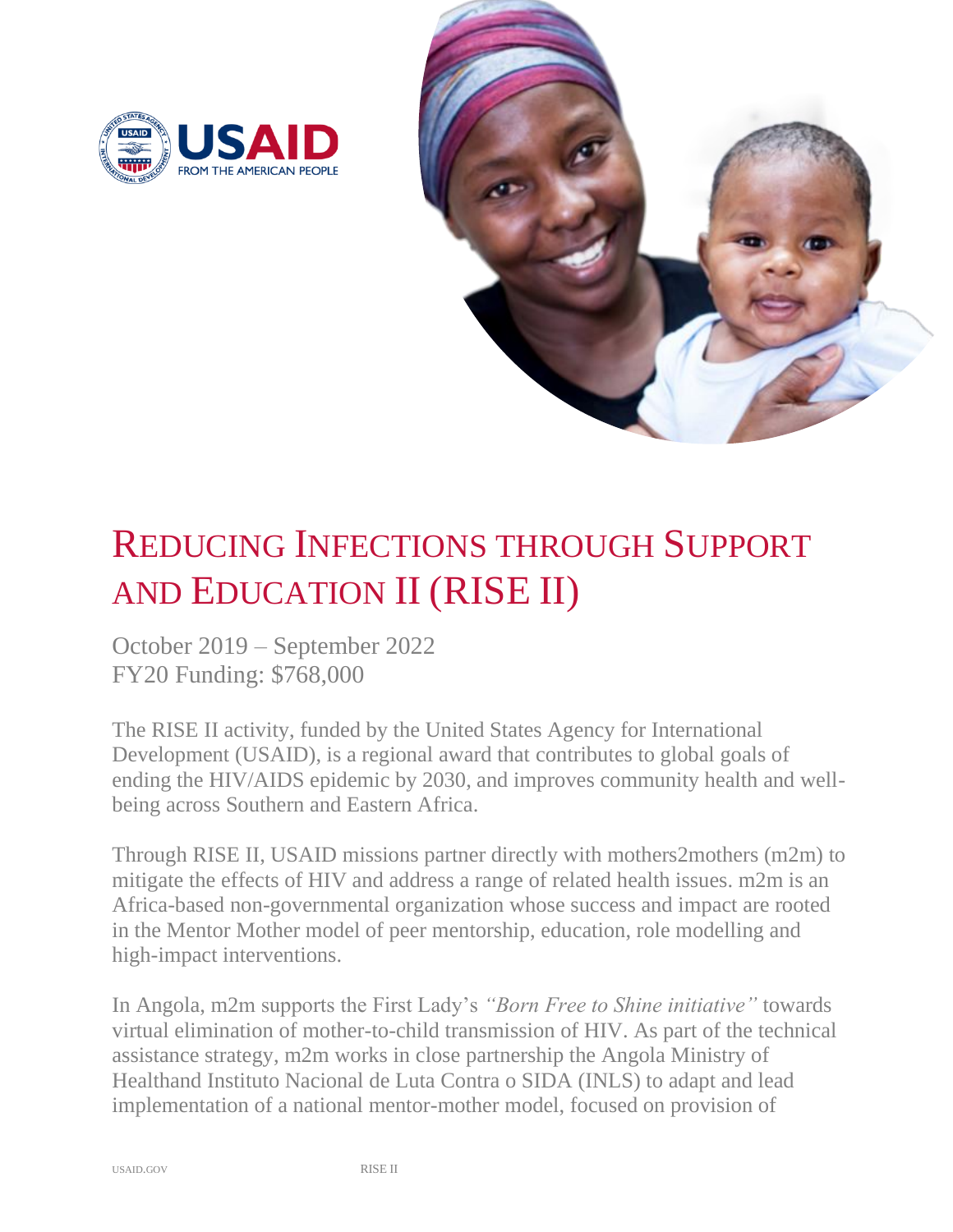# Reducing Infections through Support and Education II (RISE II)

October 2019 – September 2022
FY20 Funding: $768,000

The RISE II activity, funded by the United States Agency for International Development (USAID), is a regional award that contributes to global goals of ending the HIV/AIDS epidemic by 2030, and improves community health and well-being across Southern and Eastern Africa.

Through RISE II, USAID missions partner directly with mothers2mothers (m2m) to mitigate the effects of HIV and address a range of related health issues. m2m is an Africa-based non-governmental organization whose success and impact are rooted in the Mentor Mother model of peer mentorship, education, role modelling and high-impact interventions.

In Angola, m2m supports the First Lady's *"Born Free to Shine initiative"* towards virtual elimination of mother-to-child transmission of HIV. As part of the technical assistance strategy, m2m works in close partnership the Angola Ministry of Healthand Instituto Nacional de Luta Contra o SIDA (INLS) to adapt and lead implementation of a national mentor-mother model, focused on provision of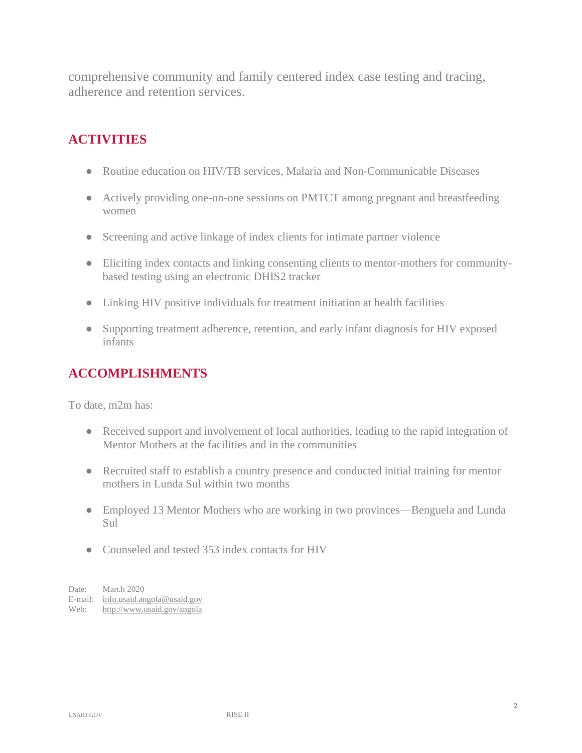comprehensive community and family centered index case testing and tracing, adherence and retention services.

## ACTIVITIES

- Routine education on HIV/TB services, Malaria and Non-Communicable Diseases
- Actively providing one-on-one sessions on PMTCT among pregnant and breastfeeding women
- Screening and active linkage of index clients for intimate partner violence
- Eliciting index contacts and linking consenting clients to mentor-mothers for community-based testing using an electronic DHIS2 tracker
- Linking HIV positive individuals for treatment initiation at health facilities
- Supporting treatment adherence, retention, and early infant diagnosis for HIV exposed infants

## ACCOMPLISHMENTS

To date, m2m has:

- Received support and involvement of local authorities, leading to the rapid integration of Mentor Mothers at the facilities and in the communities
- Recruited staff to establish a country presence and conducted initial training for mentor mothers in Lunda Sul within two months
- Employed 13 Mentor Mothers who are working in two provinces—Benguela and Lunda Sul
- Counseled and tested 353 index contacts for HIV

Date: March 2020
E-mail: info.usaid.angola@usaid.gov
Web: http://www.usaid.gov/angola